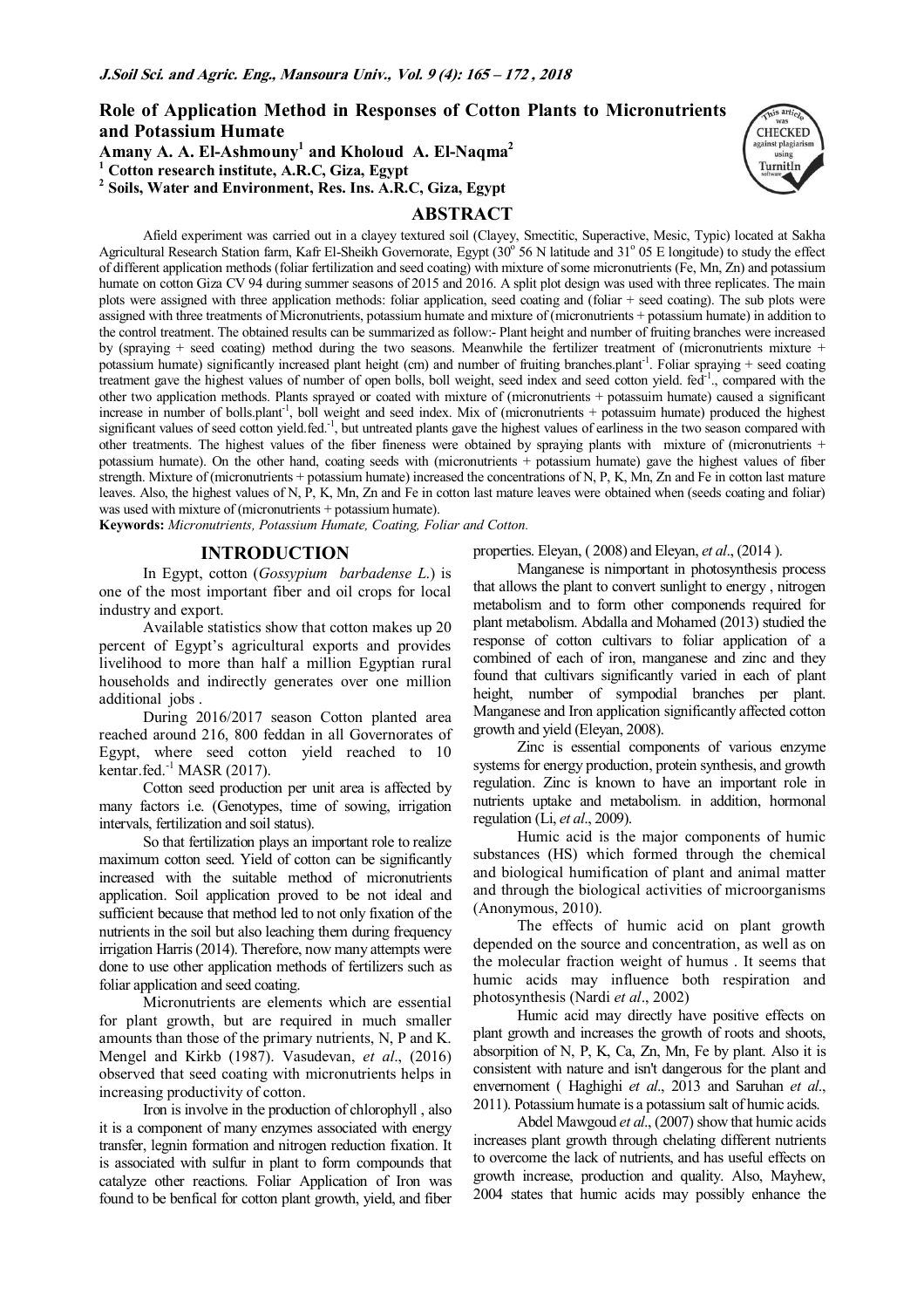# Role of Application Method in Responses of Cotton Plants to Micronutrients and Potassium Humate

**Amany A. A. El-Ashmouny[1] and Kholoud A. El-Naqma[2]**

**[1] Cotton research institute, A.R.C, Giza, Egypt**

**[2] Soils, Water and Environment, Res. Ins. A.R.C, Giza, Egypt**

## ABSTRACT

Afield experiment was carried out in a clayey textured soil (Clayey, Smectitic, Superactive, Mesic, Typic) located at Sakha Agricultural Research Station farm, Kafr El-Sheikh Governorate, Egypt (30° 56 N latitude and 31° 05 E longitude) to study the effect of different application methods (foliar fertilization and seed coating) with mixture of some micronutrients (Fe, Mn, Zn) and potassium humate on cotton Giza CV 94 during summer seasons of 2015 and 2016. A split plot design was used with three replicates. The main plots were assigned with three application methods: foliar application, seed coating and (foliar + seed coating). The sub plots were assigned with three treatments of Micronutrients, potassium humate and mixture of (micronutrients + potassium humate) in addition to the control treatment. The obtained results can be summarized as follow:- Plant height and number of fruiting branches were increased by (spraying + seed coating) method during the two seasons. Meanwhile the fertilizer treatment of (micronutrients mixture + potassium humate) significantly increased plant height (cm) and number of fruiting branches.plant$^{-1}$. Foliar spraying + seed coating treatment gave the highest values of number of open bolls, boll weight, seed index and seed cotton yield. fed$^{-1}$., compared with the other two application methods. Plants sprayed or coated with mixture of (micronutrients + potassuim humate) caused a significant increase in number of bolls.plant$^{-1}$, boll weight and seed index. Mix of (micronutrients + potassuim humate) produced the highest significant values of seed cotton yield.fed.$^{-1}$, but untreated plants gave the highest values of earliness in the two season compared with other treatments. The highest values of the fiber fineness were obtained by spraying plants with mixture of (micronutrients + potassium humate). On the other hand, coating seeds with (micronutrients + potassium humate) gave the highest values of fiber strength. Mixture of (micronutrients + potassium humate) increased the concentrations of N, P, K, Mn, Zn and Fe in cotton last mature leaves. Also, the highest values of N, P, K, Mn, Zn and Fe in cotton last mature leaves were obtained when (seeds coating and foliar) was used with mixture of (micronutrients + potassium humate).

**Keywords:** *Micronutrients, Potassium Humate, Coating, Foliar and Cotton.*

## INTRODUCTION

In Egypt, cotton (*Gossypium barbadense L.*) is one of the most important fiber and oil crops for local industry and export.

Available statistics show that cotton makes up 20 percent of Egypt's agricultural exports and provides livelihood to more than half a million Egyptian rural households and indirectly generates over one million additional jobs .

During 2016/2017 season Cotton planted area reached around 216, 800 feddan in all Governorates of Egypt, where seed cotton yield reached to 10 kentar.fed.$^{-1}$ MASR (2017).

Cotton seed production per unit area is affected by many factors i.e. (Genotypes, time of sowing, irrigation intervals, fertilization and soil status).

So that fertilization plays an important role to realize maximum cotton seed. Yield of cotton can be significantly increased with the suitable method of micronutrients application. Soil application proved to be not ideal and sufficient because that method led to not only fixation of the nutrients in the soil but also leaching them during frequency irrigation Harris (2014). Therefore, now many attempts were done to use other application methods of fertilizers such as foliar application and seed coating.

Micronutrients are elements which are essential for plant growth, but are required in much smaller amounts than those of the primary nutrients, N, P and K. Mengel and Kirkb (1987). Vasudevan, *et al*., (2016) observed that seed coating with micronutrients helps in increasing productivity of cotton.

Iron is involve in the production of chlorophyll , also it is a component of many enzymes associated with energy transfer, legnin formation and nitrogen reduction fixation. It is associated with sulfur in plant to form compounds that catalyze other reactions. Foliar Application of Iron was found to be benfical for cotton plant growth, yield, and fiber properties. Eleyan, ( 2008) and Eleyan, *et al*., (2014 ).

Manganese is nimportant in photosynthesis process that allows the plant to convert sunlight to energy , nitrogen metabolism and to form other componends required for plant metabolism. Abdalla and Mohamed (2013) studied the response of cotton cultivars to foliar application of a combined of each of iron, manganese and zinc and they found that cultivars significantly varied in each of plant height, number of sympodial branches per plant. Manganese and Iron application significantly affected cotton growth and yield (Eleyan, 2008).

Zinc is essential components of various enzyme systems for energy production, protein synthesis, and growth regulation. Zinc is known to have an important role in nutrients uptake and metabolism. in addition, hormonal regulation (Li, *et al*., 2009).

Humic acid is the major components of humic substances (HS) which formed through the chemical and biological humification of plant and animal matter and through the biological activities of microorganisms (Anonymous, 2010).

The effects of humic acid on plant growth depended on the source and concentration, as well as on the molecular fraction weight of humus . It seems that humic acids may influence both respiration and photosynthesis (Nardi *et al*., 2002)

Humic acid may directly have positive effects on plant growth and increases the growth of roots and shoots, absorption of N, P, K, Ca, Zn, Mn, Fe by plant. Also it is consistent with nature and isn't dangerous for the plant and envernoment ( Haghighi *et al*., 2013 and Saruhan *et al*., 2011). Potassium humate is a potassium salt of humic acids.

Abdel Mawgoud *et al*., (2007) show that humic acids increases plant growth through chelating different nutrients to overcome the lack of nutrients, and has useful effects on growth increase, production and quality. Also, Mayhew, 2004 states that humic acids may possibly enhance the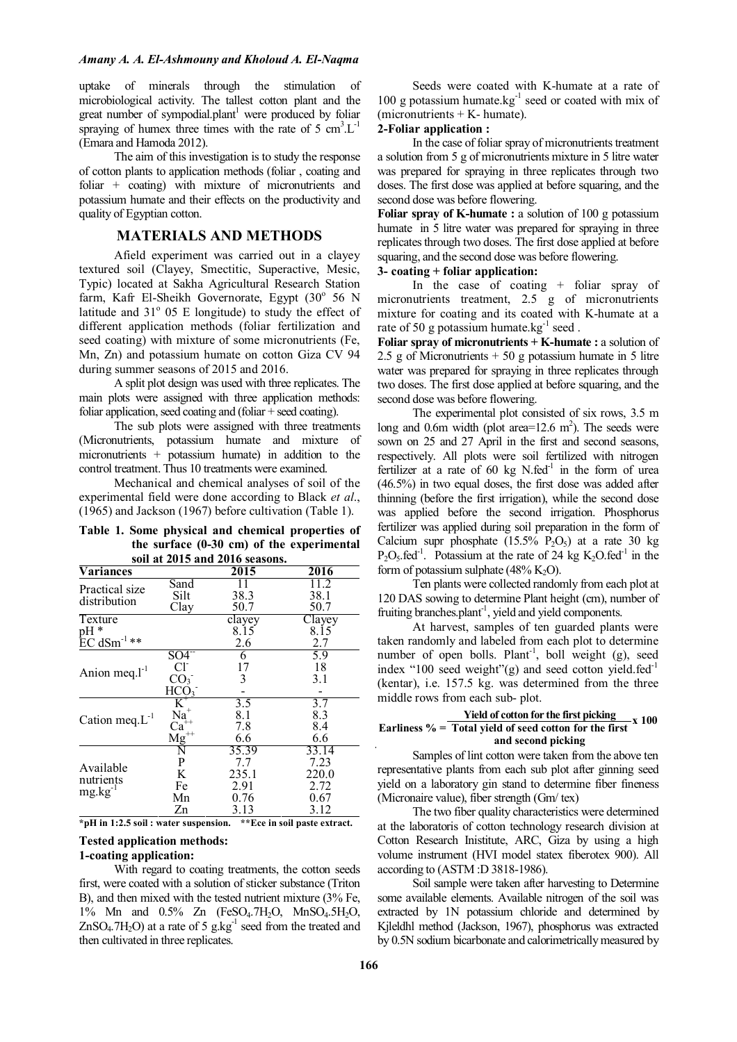uptake of minerals through the stimulation of microbiological activity. The tallest cotton plant and the great number of sympodial.plant[1] were produced by foliar spraying of humex three times with the rate of 5 $cm^3.L^{-1}$ (Emara and Hamoda 2012).

The aim of this investigation is to study the response of cotton plants to application methods (foliar , coating and foliar + coating) with mixture of micronutrients and potassium humate and their effects on the productivity and quality of Egyptian cotton.

## MATERIALS AND METHODS

Afield experiment was carried out in a clayey textured soil (Clayey, Smectitic, Superactive, Mesic, Typic) located at Sakha Agricultural Research Station farm, Kafr El-Sheikh Governorate, Egypt (30° 56 N latitude and 31° 05 E longitude) to study the effect of different application methods (foliar fertilization and seed coating) with mixture of some micronutrients (Fe, Mn, Zn) and potassium humate on cotton Giza CV 94 during summer seasons of 2015 and 2016.

A split plot design was used with three replicates. The main plots were assigned with three application methods: foliar application, seed coating and (foliar + seed coating).

The sub plots were assigned with three treatments (Micronutrients, potassium humate and mixture of micronutrients + potassium humate) in addition to the control treatment. Thus 10 treatments were examined.

Mechanical and chemical analyses of soil of the experimental field were done according to Black *et al*., (1965) and Jackson (1967) before cultivation (Table 1).

**Table 1. Some physical and chemical properties of the surface (0-30 cm) of the experimental soil at 2015 and 2016 seasons.**

| Variances | | 2015 | 2016 |
|---|---|---|---|
| Practical size distribution | Sand | 11 | 11.2 |
| | Silt | 38.3 | 38.1 |
| | Clay | 50.7 | 50.7 |
| Texture | | clayey | Clayey |
| pH * | | 8.15 | 8.15 |
| EC $dSm^{-1}$ ** | | 2.6 | 2.7 |
| Anion $meq.l^{-1}$ | $SO_4^{--}$ | 6 | 5.9 |
| | $Cl^-$ | 17 | 18 |
| | $CO_3^-$ | 3 | 3.1 |
| | $HCO_3^-$ | - | - |
| Cation $meq.L^{-1}$ | $K^+$ | 3.5 | 3.7 |
| | $Na^+$ | 8.1 | 8.3 |
| | $Ca^{++}$ | 7.8 | 8.4 |
| | $Mg^{++}$ | 6.6 | 6.6 |
| Available nutrients $mg.kg^{-1}$ | N | 35.39 | 33.14 |
| | P | 7.7 | 7.23 |
| | K | 235.1 | 220.0 |
| | Fe | 2.91 | 2.72 |
| | Mn | 0.76 | 0.67 |
| | Zn | 3.13 | 3.12 |

**\*pH in 1:2.5 soil : water suspension. \*\*Ece in soil paste extract.**

**Tested application methods:**

**1-coating application:**

With regard to coating treatments, the cotton seeds first, were coated with a solution of sticker substance (Triton B), and then mixed with the tested nutrient mixture (3% Fe, 1% Mn and 0.5% Zn ($FeSO_4.7H_2O$, $MnSO_4.5H_2O$, $ZnSO_4.7H_2O$) at a rate of 5 $g.kg^{-1}$ seed from the treated and then cultivated in three replicates.

Seeds were coated with K-humate at a rate of 100 g potassium $humate.kg^{-1}$ seed or coated with mix of (micronutrients + K- humate).

**2-Foliar application :**

In the case of foliar spray of micronutrients treatment a solution from 5 g of micronutrients mixture in 5 litre water was prepared for spraying in three replicates through two doses. The first dose was applied at before squaring, and the second dose was before flowering.

**Foliar spray of K-humate :** a solution of 100 g potassium humate in 5 litre water was prepared for spraying in three replicates through two doses. The first dose applied at before squaring, and the second dose was before flowering.

**3- coating + foliar application:**

In the case of coating + foliar spray of micronutrients treatment, 2.5 g of micronutrients mixture for coating and its coated with K-humate at a rate of 50 g potassium $humate.kg^{-1}$ seed .

**Foliar spray of micronutrients + K-humate :** a solution of 2.5 g of Micronutrients + 50 g potassium humate in 5 litre water was prepared for spraying in three replicates through two doses. The first dose applied at before squaring, and the second dose was before flowering.

The experimental plot consisted of six rows, 3.5 m long and 0.6m width (plot area=12.6 $m^2$). The seeds were sown on 25 and 27 April in the first and second seasons, respectively. All plots were soil fertilized with nitrogen fertilizer at a rate of 60 kg $N.fed^{-1}$ in the form of urea (46.5%) in two equal doses, the first dose was added after thinning (before the first irrigation), while the second dose was applied before the second irrigation. Phosphorus fertilizer was applied during soil preparation in the form of Calcium supr phosphate (15.5% $P_2O_5$) at a rate 30 kg $P_2O_5.fed^{-1}$. Potassium at the rate of 24 kg $K_2O.fed^{-1}$ in the form of potassium sulphate (48% $K_2O$).

Ten plants were collected randomly from each plot at 120 DAS sowing to determine Plant height (cm), number of fruiting $branches.plant^{-1}$, yield and yield components.

At harvest, samples of ten guarded plants were taken randomly and labeled from each plot to determine number of open bolls. $Plant^{-1}$, boll weight (g), seed index "100 seed weight"(g) and seed cotton $yield.fed^{-1}$ (kentar), i.e. 157.5 kg. was determined from the three middle rows from each sub- plot.

$$\text{Earliness \%} = \frac{\text{Yield of cotton for the first picking}}{\text{Total yield of seed cotton for the first and second picking}} \times 100$$

Samples of lint cotton were taken from the above ten representative plants from each sub plot after ginning seed yield on a laboratory gin stand to determine fiber fineness (Micronaire value), fiber strength (Gm/ tex)

The two fiber quality characteristics were determined at the laboratoris of cotton technology research division at Cotton Research Institute, ARC, Giza by using a high volume instrument (HVI model statex fiberotex 900). All according to (ASTM :D 3818-1986).

Soil sample were taken after harvesting to Determine some available elements. Available nitrogen of the soil was extracted by 1N potassium chloride and determined by Kjleldhl method (Jackson, 1967), phosphorus was extracted by 0.5N sodium bicarbonate and calorimetrically measured by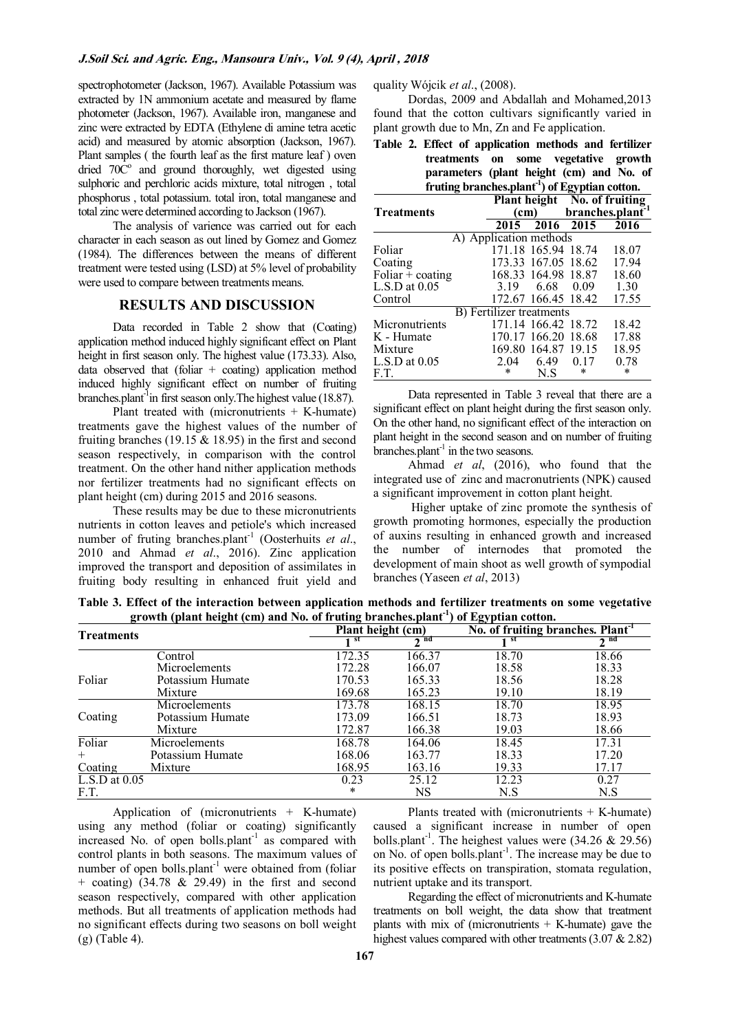spectrophotometer (Jackson, 1967). Available Potassium was extracted by 1N ammonium acetate and measured by flame photometer (Jackson, 1967). Available iron, manganese and zinc were extracted by EDTA (Ethylene di amine tetra acetic acid) and measured by atomic absorption (Jackson, 1967). Plant samples ( the fourth leaf as the first mature leaf ) oven dried 70C° and ground thoroughly, wet digested using sulphoric and perchloric acids mixture, total nitrogen , total phosphorus , total potassium. total iron, total manganese and total zinc were determined according to Jackson (1967).

The analysis of varience was carried out for each character in each season as out lined by Gomez and Gomez (1984). The differences between the means of different treatment were tested using (LSD) at 5% level of probability were used to compare between treatments means.

## RESULTS AND DISCUSSION

Data recorded in Table 2 show that (Coating) application method induced highly significant effect on Plant height in first season only. The highest value (173.33). Also, data observed that (foliar + coating) application method induced highly significant effect on number of fruiting branches.plant$^{-1}$in first season only.The highest value (18.87).

Plant treated with (micronutrients + K-humate) treatments gave the highest values of the number of fruiting branches (19.15 & 18.95) in the first and second season respectively, in comparison with the control treatment. On the other hand nither application methods nor fertilizer treatments had no significant effects on plant height (cm) during 2015 and 2016 seasons.

These results may be due to these micronutrients nutrients in cotton leaves and petiole's which increased number of fruting branches.plant$^{-1}$ (Oosterhuits *et al*., 2010 and Ahmad *et al*., 2016). Zinc application improved the transport and deposition of assimilates in fruiting body resulting in enhanced fruit yield and quality Wójcik *et al*., (2008).

Dordas, 2009 and Abdallah and Mohamed,2013 found that the cotton cultivars significantly varied in plant growth due to Mn, Zn and Fe application.

**Table 2. Effect of application methods and fertilizer treatments on some vegetative growth parameters (plant height (cm) and No. of fruting branches.plant$^{-1}$) of Egyptian cotton.**

| Treatments | Plant height (cm) | | No. of fruiting branches.plant$^{-1}$ | |
|---|---|---|---|---|
| | 2015 | 2016 | 2015 | 2016 |
| A) Application methods | | | | |
| Foliar | 171.18 | 165.94 | 18.74 | 18.07 |
| Coating | 173.33 | 167.05 | 18.62 | 17.94 |
| Foliar + coating | 168.33 | 164.98 | 18.87 | 18.60 |
| L.S.D at 0.05 | 3.19 | 6.68 | 0.09 | 1.30 |
| Control | 172.67 | 166.45 | 18.42 | 17.55 |
| B) Fertilizer treatments | | | | |
| Micronutrients | 171.14 | 166.42 | 18.72 | 18.42 |
| K - Humate | 170.17 | 166.20 | 18.68 | 17.88 |
| Mixture | 169.80 | 164.87 | 19.15 | 18.95 |
| L.S.D at 0.05 | 2.04 | 6.49 | 0.17 | 0.78 |
| F.T. | * | N.S | * | * |

Data represented in Table 3 reveal that there are a significant effect on plant height during the first season only. On the other hand, no significant effect of the interaction on plant height in the second season and on number of fruiting branches.plant$^{-1}$ in the two seasons.

Ahmad *et al*, (2016), who found that the integrated use of zinc and macronutrients (NPK) caused a significant improvement in cotton plant height.

Higher uptake of zinc promote the synthesis of growth promoting hormones, especially the production of auxins resulting in enhanced growth and increased the number of internodes that promoted the development of main shoot as well growth of sympodial branches (Yaseen *et al*, 2013)

**Table 3. Effect of the interaction between application methods and fertilizer treatments on some vegetative growth (plant height (cm) and No. of fruting branches.plant$^{-1}$) of Egyptian cotton.**

| Treatments | | Plant height (cm) | | No. of fruiting branches. Plant$^{-1}$ | |
|---|---|---|---|---|---|
| | | 1 st | 2 nd | 1 st | 2 nd |
| | Control | 172.35 | 166.37 | 18.70 | 18.66 |
| Foliar | Microelements | 172.28 | 166.07 | 18.58 | 18.33 |
| | Potassium Humate | 170.53 | 165.33 | 18.56 | 18.28 |
| | Mixture | 169.68 | 165.23 | 19.10 | 18.19 |
| Coating | Microelements | 173.78 | 168.15 | 18.70 | 18.95 |
| | Potassium Humate | 173.09 | 166.51 | 18.73 | 18.93 |
| | Mixture | 172.87 | 166.38 | 19.03 | 18.66 |
| Foliar + Coating | Microelements | 168.78 | 164.06 | 18.45 | 17.31 |
| | Potassium Humate | 168.06 | 163.77 | 18.33 | 17.20 |
| | Mixture | 168.95 | 163.16 | 19.33 | 17.17 |
| L.S.D at 0.05 | | 0.23 | 25.12 | 12.23 | 0.27 |
| F.T. | | * | NS | N.S | N.S |

Application of (micronutrients + K-humate) using any method (foliar or coating) significantly increased No. of open bolls.plant$^{-1}$ as compared with control plants in both seasons. The maximum values of number of open bolls.plant$^{-1}$ were obtained from (foliar + coating) (34.78 & 29.49) in the first and second season respectively, compared with other application methods. But all treatments of application methods had no significant effects during two seasons on boll weight (g) (Table 4).

Plants treated with (micronutrients + K-humate) caused a significant increase in number of open bolls.plant$^{-1}$. The heighest values were (34.26 & 29.56) on No. of open bolls.plant$^{-1}$. The increase may be due to its positive effects on transpiration, stomata regulation, nutrient uptake and its transport.

Regarding the effect of micronutrients and K-humate treatments on boll weight, the data show that treatment plants with mix of (micronutrients + K-humate) gave the highest values compared with other treatments (3.07 & 2.82)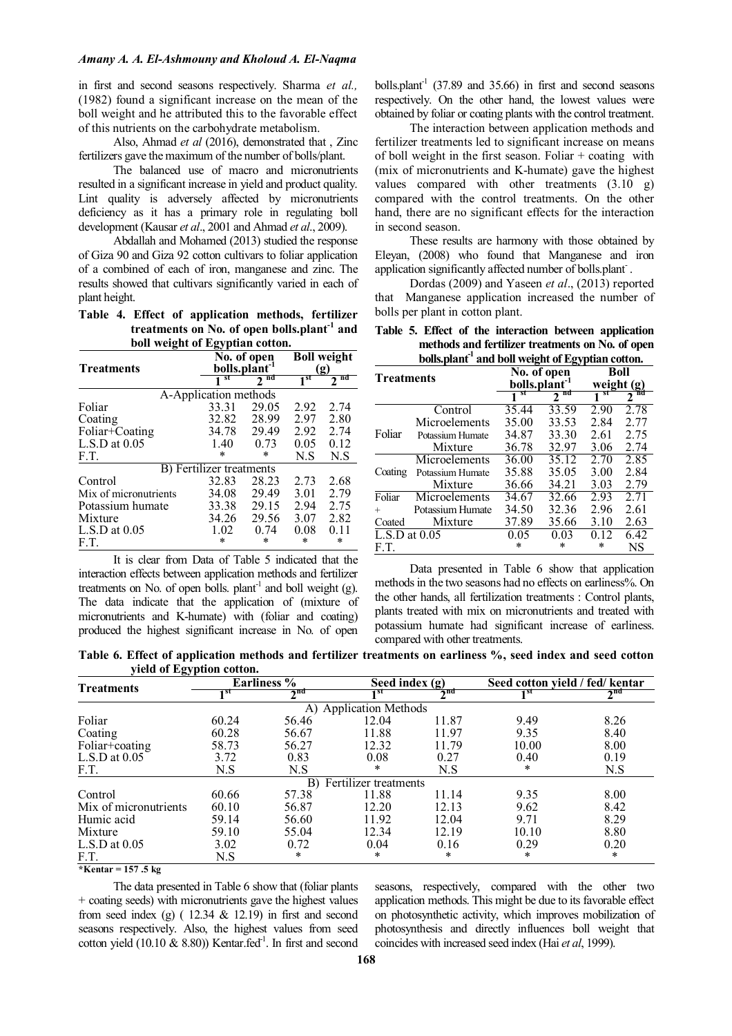in first and second seasons respectively. Sharma *et al.,* (1982) found a significant increase on the mean of the boll weight and he attributed this to the favorable effect of this nutrients on the carbohydrate metabolism.

Also, Ahmad *et al* (2016), demonstrated that , Zinc fertilizers gave the maximum of the number of bolls/plant.

The balanced use of macro and micronutrients resulted in a significant increase in yield and product quality. Lint quality is adversely affected by micronutrients deficiency as it has a primary role in regulating boll development (Kausar *et al*., 2001 and Ahmad *et al*., 2009).

Abdallah and Mohamed (2013) studied the response of Giza 90 and Giza 92 cotton cultivars to foliar application of a combined of each of iron, manganese and zinc. The results showed that cultivars significantly varied in each of plant height.

**Table 4. Effect of application methods, fertilizer treatments on No. of open bolls.plant$^{-1}$ and boll weight of Egyptian cotton.**

| Treatments | No. of open bolls.plant$^{-1}$ | | Boll weight (g) | |
|---|---|---|---|---|
| | 1$^{st}$ | 2$^{nd}$ | 1$^{st}$ | 2$^{nd}$ |
| A-Application methods | | | | |
| Foliar | 33.31 | 29.05 | 2.92 | 2.74 |
| Coating | 32.82 | 28.99 | 2.97 | 2.80 |
| Foliar+Coating | 34.78 | 29.49 | 2.92 | 2.74 |
| L.S.D at 0.05 | 1.40 | 0.73 | 0.05 | 0.12 |
| F.T. | * | * | N.S | N.S |
| B) Fertilizer treatments | | | | |
| Control | 32.83 | 28.23 | 2.73 | 2.68 |
| Mix of micronutrients | 34.08 | 29.49 | 3.01 | 2.79 |
| Potassium humate | 33.38 | 29.15 | 2.94 | 2.75 |
| Mixture | 34.26 | 29.56 | 3.07 | 2.82 |
| L.S.D at 0.05 | 1.02 | 0.74 | 0.08 | 0.11 |
| F.T. | * | * | * | * |

It is clear from Data of Table 5 indicated that the interaction effects between application methods and fertilizer treatments on No. of open bolls. plant$^{-1}$ and boll weight (g). The data indicate that the application of (mixture of micronutrients and K-humate) with (foliar and coating) produced the highest significant increase in No. of open bolls.plant$^{-1}$ (37.89 and 35.66) in first and second seasons respectively. On the other hand, the lowest values were obtained by foliar or coating plants with the control treatment.

The interaction between application methods and fertilizer treatments led to significant increase on means of boll weight in the first season. Foliar + coating with (mix of micronutrients and K-humate) gave the highest values compared with other treatments (3.10 g) compared with the control treatments. On the other hand, there are no significant effects for the interaction in second season.

These results are harmony with those obtained by Eleyan, (2008) who found that Manganese and iron application significantly affected number of bolls.plant$^{-}$ .

Dordas (2009) and Yaseen *et al*., (2013) reported that Manganese application increased the number of bolls per plant in cotton plant.

**Table 5. Effect of the interaction between application methods and fertilizer treatments on No. of open bolls.plant$^{-1}$ and boll weight of Egyptian cotton.**

| Treatments | | No. of open bolls.plant$^{-1}$ | | Boll weight (g) | |
|---|---|---|---|---|---|
| | | 1$^{st}$ | 2$^{nd}$ | 1$^{st}$ | 2$^{nd}$ |
| | Control | 35.44 | 33.59 | 2.90 | 2.78 |
| Foliar | Microelements | 35.00 | 33.53 | 2.84 | 2.77 |
| | Potassium Humate | 34.87 | 33.30 | 2.61 | 2.75 |
| | Mixture | 36.78 | 32.97 | 3.06 | 2.74 |
| Coating | Microelements | 36.00 | 35.12 | 2.70 | 2.85 |
| | Potassium Humate | 35.88 | 35.05 | 3.00 | 2.84 |
| | Mixture | 36.66 | 34.21 | 3.03 | 2.79 |
| Foliar + Coated | Microelements | 34.67 | 32.66 | 2.93 | 2.71 |
| | Potassium Humate | 34.50 | 32.36 | 2.96 | 2.61 |
| | Mixture | 37.89 | 35.66 | 3.10 | 2.63 |
| L.S.D at 0.05 | | 0.05 | 0.03 | 0.12 | 6.42 |
| F.T. | | * | * | * | NS |

Data presented in Table 6 show that application methods in the two seasons had no effects on earliness%. On the other hands, all fertilization treatments : Control plants, plants treated with mix on micronutrients and treated with potassium humate had significant increase of earliness. compared with other treatments.

**Table 6. Effect of application methods and fertilizer treatments on earliness %, seed index and seed cotton yield of Egyption cotton.**

| Treatments | Earliness % | | Seed index (g) | | Seed cotton yield / fed/ kentar | |
|---|---|---|---|---|---|---|
| | 1$^{st}$ | 2$^{nd}$ | 1$^{st}$ | 2$^{nd}$ | 1$^{st}$ | 2$^{nd}$ |
| A) Application Methods | | | | | | |
| Foliar | 60.24 | 56.46 | 12.04 | 11.87 | 9.49 | 8.26 |
| Coating | 60.28 | 56.67 | 11.88 | 11.97 | 9.35 | 8.40 |
| Foliar+coating | 58.73 | 56.27 | 12.32 | 11.79 | 10.00 | 8.00 |
| L.S.D at 0.05 | 3.72 | 0.83 | 0.08 | 0.27 | 0.40 | 0.19 |
| F.T. | N.S | N.S | * | N.S | * | N.S |
| B) Fertilizer treatments | | | | | | |
| Control | 60.66 | 57.38 | 11.88 | 11.14 | 9.35 | 8.00 |
| Mix of micronutrients | 60.10 | 56.87 | 12.20 | 12.13 | 9.62 | 8.42 |
| Humic acid | 59.14 | 56.60 | 11.92 | 12.04 | 9.71 | 8.29 |
| Mixture | 59.10 | 55.04 | 12.34 | 12.19 | 10.10 | 8.80 |
| L.S.D at 0.05 | 3.02 | 0.72 | 0.04 | 0.16 | 0.29 | 0.20 |
| F.T. | N.S | * | * | * | * | * |

**\*Kentar = 157 .5 kg**

The data presented in Table 6 show that (foliar plants + coating seeds) with micronutrients gave the highest values from seed index (g) ( 12.34 & 12.19) in first and second seasons respectively. Also, the highest values from seed cotton yield (10.10 & 8.80)) Kentar.fed$^{-1}$. In first and second seasons, respectively, compared with the other two application methods. This might be due to its favorable effect on photosynthetic activity, which improves mobilization of photosynthesis and directly influences boll weight that coincides with increased seed index (Hai *et al*, 1999).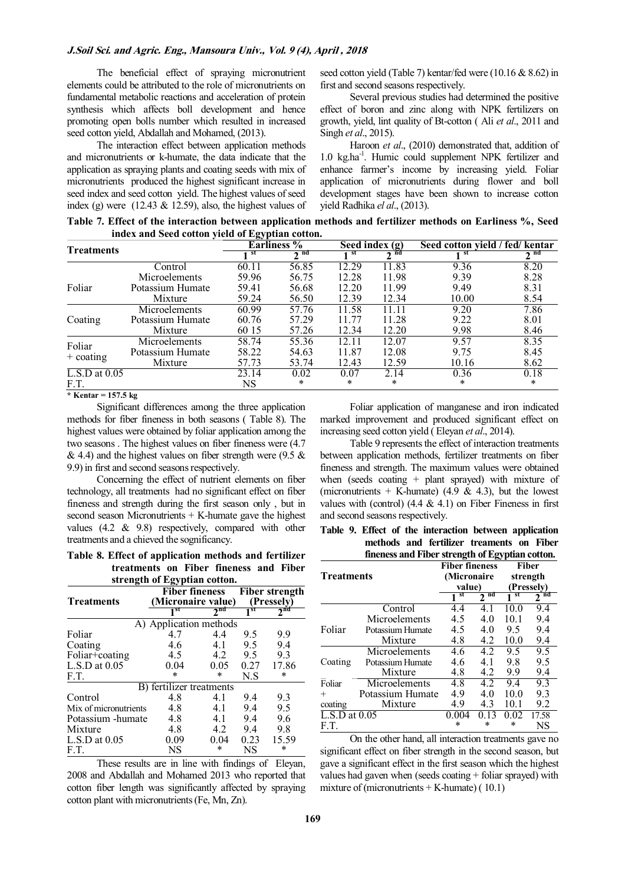The beneficial effect of spraying micronutrient elements could be attributed to the role of micronutrients on fundamental metabolic reactions and acceleration of protein synthesis which affects boll development and hence promoting open bolls number which resulted in increased seed cotton yield, Abdallah and Mohamed, (2013).

The interaction effect between application methods and micronutrients or k-humate, the data indicate that the application as spraying plants and coating seeds with mix of micronutrients produced the highest significant increase in seed index and seed cotton yield. The highest values of seed index (g) were (12.43 & 12.59), also, the highest values of seed cotton yield (Table 7) kentar/fed were (10.16 & 8.62) in first and second seasons respectively.

Several previous studies had determined the positive effect of boron and zinc along with NPK fertilizers on growth, yield, lint quality of Bt-cotton ( Ali *et al*., 2011 and Singh *et al*., 2015).

Haroon *et al*., (2010) demonstrated that, addition of 1.0 $kg.ha^{-1}$. Humic could supplement NPK fertilizer and enhance farmer's income by increasing yield. Foliar application of micronutrients during flower and boll development stages have been shown to increase cotton yield Radhika *el al*., (2013).

**Table 7. Effect of the interaction between application methods and fertilizer methods on Earliness %, Seed index and Seed cotton yield of Egyptian cotton.**

| Treatments | | Earliness % | | Seed index (g) | | Seed cotton yield / fed/ kentar | |
|---|---|---|---|---|---|---|---|
| | | 1 st | 2 nd | 1 st | 2 nd | 1 st | 2 nd |
| | Control | 60.11 | 56.85 | 12.29 | 11.83 | 9.36 | 8.20 |
| Foliar | Microelements | 59.96 | 56.75 | 12.28 | 11.98 | 9.39 | 8.28 |
| | Potassium Humate | 59.41 | 56.68 | 12.20 | 11.99 | 9.49 | 8.31 |
| | Mixture | 59.24 | 56.50 | 12.39 | 12.34 | 10.00 | 8.54 |
| Coating | Microelements | 60.99 | 57.76 | 11.58 | 11.11 | 9.20 | 7.86 |
| | Potassium Humate | 60.76 | 57.29 | 11.77 | 11.28 | 9.22 | 8.01 |
| | Mixture | 60 15 | 57.26 | 12.34 | 12.20 | 9.98 | 8.46 |
| Foliar + coating | Microelements | 58.74 | 55.36 | 12.11 | 12.07 | 9.57 | 8.35 |
| | Potassium Humate | 58.22 | 54.63 | 11.87 | 12.08 | 9.75 | 8.45 |
| | Mixture | 57.73 | 53.74 | 12.43 | 12.59 | 10.16 | 8.62 |
| L.S.D at 0.05 | | 23.14 | 0.02 | 0.07 | 2.14 | 0.36 | 0.18 |
| F.T. | | NS | * | * | * | * | * |

**\* Kentar = 157.5 kg**

Significant differences among the three application methods for fiber fineness in both seasons ( Table 8). The highest values were obtained by foliar application among the two seasons . The highest values on fiber fineness were (4.7 & 4.4) and the highest values on fiber strength were (9.5 & 9.9) in first and second seasons respectively.

Concerning the effect of nutrient elements on fiber technology, all treatments had no significant effect on fiber fineness and strength during the first season only , but in second season Micronutrients + K-humate gave the highest values (4.2 & 9.8) respectively, compared with other treatments and a chieved the significancy.

**Table 8. Effect of application methods and fertilizer treatments on Fiber fineness and Fiber strength of Egyptian cotton.**

| Treatments | Fiber fineness (Micronaire value) | | Fiber strength (Pressely) | |
|---|---|---|---|---|
| | 1st | 2nd | 1st | 2nd |
| **A) Application methods** | | | | |
| Foliar | 4.7 | 4.4 | 9.5 | 9.9 |
| Coating | 4.6 | 4.1 | 9.5 | 9.4 |
| Foliar+coating | 4.5 | 4.2 | 9.5 | 9.3 |
| L.S.D at 0.05 | 0.04 | 0.05 | 0.27 | 17.86 |
| F.T. | * | * | N.S | * |
| **B) fertilizer treatments** | | | | |
| Control | 4.8 | 4.1 | 9.4 | 9.3 |
| Mix of micronutrients | 4.8 | 4.1 | 9.4 | 9.5 |
| Potassium -humate | 4.8 | 4.1 | 9.4 | 9.6 |
| Mixture | 4.8 | 4.2 | 9.4 | 9.8 |
| L.S.D at 0.05 | 0.09 | 0.04 | 0.23 | 15.59 |
| F.T. | NS | * | NS | * |

These results are in line with findings of Eleyan, 2008 and Abdallah and Mohamed 2013 who reported that cotton fiber length was significantly affected by spraying cotton plant with micronutrients (Fe, Mn, Zn).

Foliar application of manganese and iron indicated marked improvement and produced significant effect on increasing seed cotton yield ( Eleyan *et al*., 2014).

Table 9 represents the effect of interaction treatments between application methods, fertilizer treatments on fiber fineness and strength. The maximum values were obtained when (seeds coating + plant sprayed) with mixture of (micronutrients + K-humate) (4.9 & 4.3), but the lowest values with (control) (4.4 & 4.1) on Fiber Fineness in first and second seasons respectively.

**Table 9. Effect of the interaction between application methods and fertilizer treaments on Fiber fineness and Fiber strength of Egyptian cotton.**

| Treatments | | Fiber fineness (Micronaire value) | | Fiber strength (Pressely) | |
|---|---|---|---|---|---|
| | | 1 st | 2 nd | 1 st | 2 nd |
| | Control | 4.4 | 4.1 | 10.0 | 9.4 |
| Foliar | Microelements | 4.5 | 4.0 | 10.1 | 9.4 |
| | Potassium Humate | 4.5 | 4.0 | 9.5 | 9.4 |
| | Mixture | 4.8 | 4.2 | 10.0 | 9.4 |
| Coating | Microelements | 4.6 | 4.2 | 9.5 | 9.5 |
| | Potassium Humate | 4.6 | 4.1 | 9.8 | 9.5 |
| | Mixture | 4.8 | 4.2 | 9.9 | 9.4 |
| Foliar + coating | Microelements | 4.8 | 4.2 | 9.4 | 9.3 |
| | Potassium Humate | 4.9 | 4.0 | 10.0 | 9.3 |
| | Mixture | 4.9 | 4.3 | 10.1 | 9.2 |
| L.S.D at 0.05 | | 0.004 | 0.13 | 0.02 | 17.58 |
| F.T. | | * | * | * | NS |

On the other hand, all interaction treatments gave no significant effect on fiber strength in the second season, but gave a significant effect in the first season which the highest values had gaven when (seeds coating + foliar sprayed) with mixture of (micronutrients + K-humate) ( 10.1)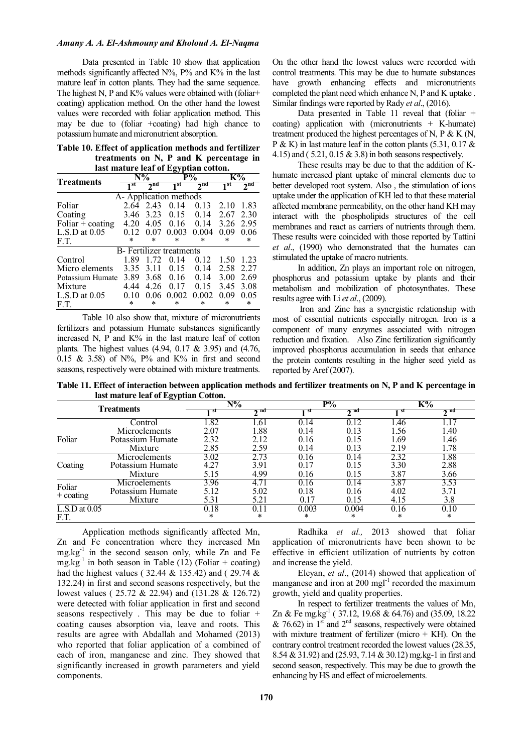Data presented in Table 10 show that application methods significantly affected N%, P% and K% in the last mature leaf in cotton plants. They had the same sequence. The highest N, P and K% values were obtained with (foliar+ coating) application method. On the other hand the lowest values were recorded with foliar application method. This may be due to (foliar +coating) had high chance to potassium humate and micronutrient absorption.

**Table 10. Effect of application methods and fertilizer treatments on N, P and K percentage in last mature leaf of Egyptian cotton.**

| Treatments | N% | | P% | | K% | |
|---|---|---|---|---|---|---|
| | 1st | 2nd | 1st | 2nd | 1st | 2nd |
| **A- Application methods** | | | | | | |
| Foliar | 2.64 | 2.43 | 0.14 | 0.13 | 2.10 | 1.83 |
| Coating | 3.46 | 3.23 | 0.15 | 0.14 | 2.67 | 2.30 |
| Foliar + coating | 4.20 | 4.05 | 0.16 | 0.14 | 3.26 | 2.95 |
| L.S.D at 0.05 | 0.12 | 0.07 | 0.003 | 0.004 | 0.09 | 0.06 |
| F.T. | * | * | * | * | * | * |
| **B- Fertilizer treatments** | | | | | | |
| Control | 1.89 | 1.72 | 0.14 | 0.12 | 1.50 | 1.23 |
| Micro elements | 3.35 | 3.11 | 0.15 | 0.14 | 2.58 | 2.27 |
| Potassium Humate | 3.89 | 3.68 | 0.16 | 0.14 | 3.00 | 2.69 |
| Mixture | 4.44 | 4.26 | 0.17 | 0.15 | 3.45 | 3.08 |
| L.S.D at 0.05 | 0.10 | 0.06 | 0.002 | 0.002 | 0.09 | 0.05 |
| F.T. | * | * | * | * | * | * |

Table 10 also show that, mixture of micronutrients fertilizers and potassium Humate substances significantly increased N, P and K% in the last mature leaf of cotton plants. The highest values (4.94, 0.17 & 3.95) and (4.76, 0.15 & 3.58) of N%, P% and K% in first and second seasons, respectively were obtained with mixture treatments. On the other hand the lowest values were recorded with control treatments. This may be due to humate substances have growth enhancing effects and micronutrients completed the plant need which enhance N, P and K uptake . Similar findings were reported by Rady *et al*., (2016).

Data presented in Table 11 reveal that (foliar + coating) application with (micronutrients + K-humate) treatment produced the highest percentages of N, P & K (N, P & K) in last mature leaf in the cotton plants (5.31, 0.17 & 4.15) and ( 5.21, 0.15 & 3.8) in both seasons respectively.

These results may be due to that the addition of K-humate increased plant uptake of mineral elements due to better developed root system. Also , the stimulation of ions uptake under the application of KH led to that these material affected membrane permeability, on the other hand KH may interact with the phospholipids structures of the cell membranes and react as carriers of nutrients through them. These results were coincided with those reported by Tattini *et al*., (1990) who demonstrated that the humates can stimulated the uptake of macro nutrients.

In addition, Zn plays an important role on nitrogen, phosphorus and potassium uptake by plants and their metabolism and mobilization of photosynthates. These results agree with Li *et al*., (2009).

Iron and Zinc has a synergistic relationship with most of essential nutrients especially nitrogen. Iron is a component of many enzymes associated with nitrogen reduction and fixation. Also Zinc fertilization significantly improved phosphorus accumulation in seeds that enhance the protein contents resulting in the higher seed yield as reported by Aref (2007).

**Table 11. Effect of interaction between application methods and fertilizer treatments on N, P and K percentage in last mature leaf of Egyptian Cotton.**

| Treatments | | N% | | P% | | K% | |
|---|---|---|---|---|---|---|---|
| | | 1st | 2nd | 1st | 2nd | 1st | 2nd |
| Foliar | Control | 1.82 | 1.61 | 0.14 | 0.12 | 1.46 | 1.17 |
| | Microelements | 2.07 | 1.88 | 0.14 | 0.13 | 1.56 | 1.40 |
| | Potassium Humate | 2.32 | 2.12 | 0.16 | 0.15 | 1.69 | 1.46 |
| | Mixture | 2.85 | 2.59 | 0.14 | 0.13 | 2.19 | 1.78 |
| Coating | Microelements | 3.02 | 2.73 | 0.16 | 0.14 | 2.32 | 1.88 |
| | Potassium Humate | 4.27 | 3.91 | 0.17 | 0.15 | 3.30 | 2.88 |
| | Mixture | 5.15 | 4.99 | 0.16 | 0.15 | 3.87 | 3.66 |
| Foliar + coating | Microelements | 3.96 | 4.71 | 0.16 | 0.14 | 3.87 | 3.53 |
| | Potassium Humate | 5.12 | 5.02 | 0.18 | 0.16 | 4.02 | 3.71 |
| | Mixture | 5.31 | 5.21 | 0.17 | 0.15 | 4.15 | 3.8 |
| L.S.D at 0.05 | | 0.18 | 0.11 | 0.003 | 0.004 | 0.16 | 0.10 |
| F.T. | | * | * | * | * | * | * |

Application methods significantly affected Mn, Zn and Fe concentration where they increased Mn $mg.kg^{-1}$ in the second season only, while Zn and Fe $mg.kg^{-1}$ in both season in Table (12) (Foliar + coating) had the highest values ( 32.44 & 135.42) and ( 29.74 & 132.24) in first and second seasons respectively, but the lowest values ( 25.72 & 22.94) and (131.28 & 126.72) were detected with foliar application in first and second seasons respectively . This may be due to foliar + coating causes absorption via, leave and roots. This results are agree with Abdallah and Mohamed (2013) who reported that foliar application of a combined of each of iron, manganese and zinc. They showed that significantly increased in growth parameters and yield components.

Radhika *et al.,* 2013 showed that foliar application of micronutrients have been shown to be effective in efficient utilization of nutrients by cotton and increase the yield.

Eleyan, *et al*., (2014) showed that application of manganese and iron at 200 $mgl^{-1}$ recorded the maximum growth, yield and quality properties.

In respect to fertilizer treatments the values of Mn, Zn & Fe $mg.kg^{-1}$ ( 37.12, 19.68 & 64.76) and (35.09, 18.22 & 76.62) in 1st and 2nd seasons, respectively were obtained with mixture treatment of fertilizer (micro + KH). On the contrary control treatment recorded the lowest values (28.35, 8.54 & 31.92) and (25.93, 7.14 & 30.12) mg.kg-1 in first and second season, respectively. This may be due to growth the enhancing by HS and effect of microelements.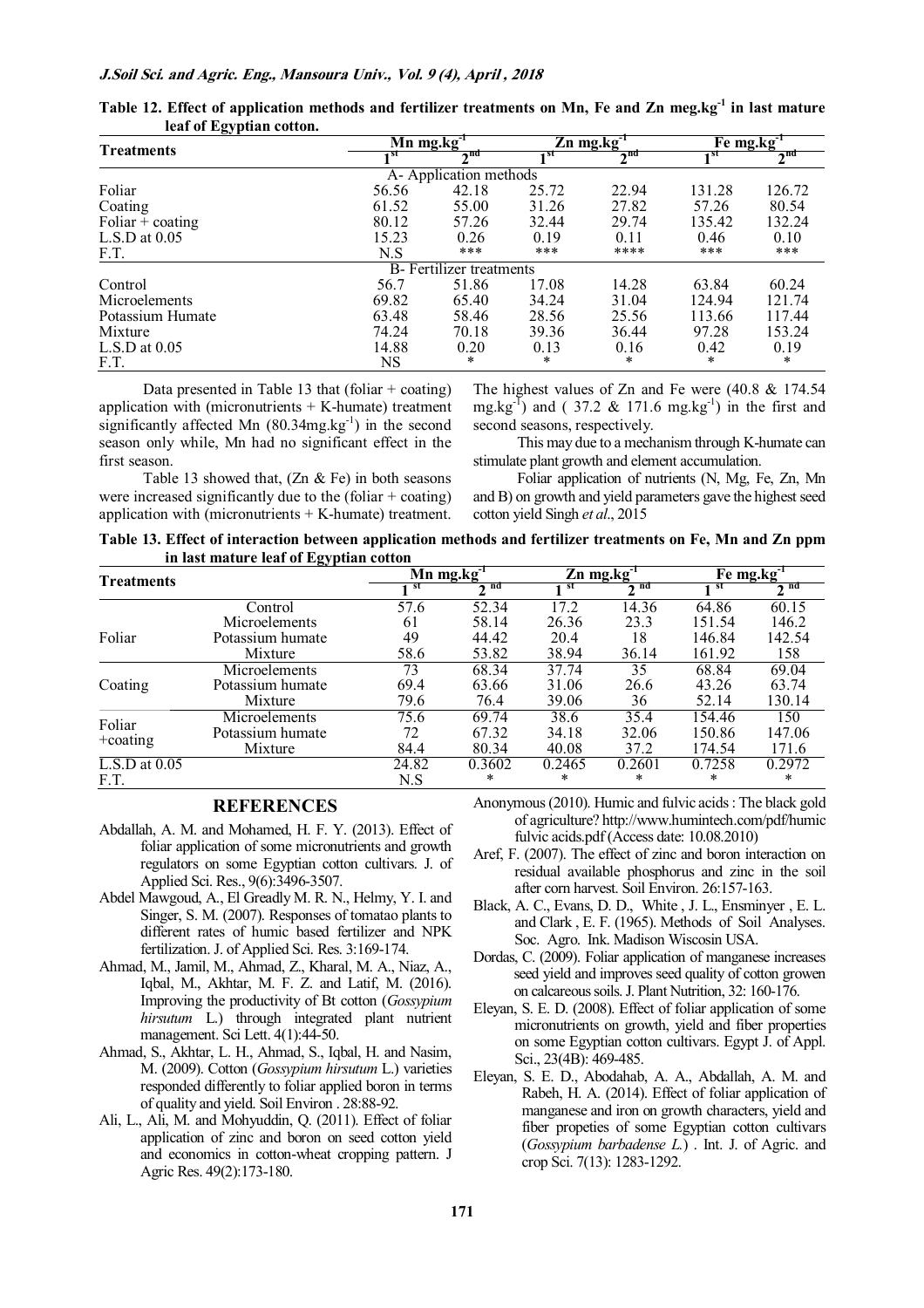**Table 12. Effect of application methods and fertilizer treatments on Mn, Fe and Zn meg.kg$^{-1}$ in last mature leaf of Egyptian cotton.**

| Treatments | Mn mg.kg$^{-1}$ | | Zn mg.kg$^{-1}$ | | Fe mg.kg$^{-1}$ | |
|---|---|---|---|---|---|---|
| | 1$^{st}$ | 2$^{nd}$ | 1$^{st}$ | 2$^{nd}$ | 1$^{st}$ | 2$^{nd}$ |
| A- Application methods | | | | | | |
| Foliar | 56.56 | 42.18 | 25.72 | 22.94 | 131.28 | 126.72 |
| Coating | 61.52 | 55.00 | 31.26 | 27.82 | 57.26 | 80.54 |
| Foliar + coating | 80.12 | 57.26 | 32.44 | 29.74 | 135.42 | 132.24 |
| L.S.D at 0.05 | 15.23 | 0.26 | 0.19 | 0.11 | 0.46 | 0.10 |
| F.T. | N.S | *** | *** | **** | *** | *** |
| B- Fertilizer treatments | | | | | | |
| Control | 56.7 | 51.86 | 17.08 | 14.28 | 63.84 | 60.24 |
| Microelements | 69.82 | 65.40 | 34.24 | 31.04 | 124.94 | 121.74 |
| Potassium Humate | 63.48 | 58.46 | 28.56 | 25.56 | 113.66 | 117.44 |
| Mixture | 74.24 | 70.18 | 39.36 | 36.44 | 97.28 | 153.24 |
| L.S.D at 0.05 | 14.88 | 0.20 | 0.13 | 0.16 | 0.42 | 0.19 |
| F.T. | NS | * | * | * | * | * |

Data presented in Table 13 that (foliar + coating) application with (micronutrients + K-humate) treatment significantly affected Mn (80.34mg.kg$^{-1}$) in the second season only while, Mn had no significant effect in the first season.

Table 13 showed that, (Zn & Fe) in both seasons were increased significantly due to the (foliar + coating) application with (micronutrients + K-humate) treatment. The highest values of Zn and Fe were (40.8 & 174.54 mg.kg$^{-1}$) and ( 37.2 & 171.6 mg.kg$^{-1}$) in the first and second seasons, respectively.

This may due to a mechanism through K-humate can stimulate plant growth and element accumulation.

Foliar application of nutrients (N, Mg, Fe, Zn, Mn and B) on growth and yield parameters gave the highest seed cotton yield Singh *et al*., 2015

**Table 13. Effect of interaction between application methods and fertilizer treatments on Fe, Mn and Zn ppm in last mature leaf of Egyptian cotton**

| Treatments | | Mn mg.kg$^{-1}$ | | Zn mg.kg$^{-1}$ | | Fe mg.kg$^{-1}$ | |
|---|---|---|---|---|---|---|---|
| | | 1$^{st}$ | 2$^{nd}$ | 1$^{st}$ | 2$^{nd}$ | 1$^{st}$ | 2$^{nd}$ |
| Foliar | Control | 57.6 | 52.34 | 17.2 | 14.36 | 64.86 | 60.15 |
| | Microelements | 61 | 58.14 | 26.36 | 23.3 | 151.54 | 146.2 |
| | Potassium humate | 49 | 44.42 | 20.4 | 18 | 146.84 | 142.54 |
| | Mixture | 58.6 | 53.82 | 38.94 | 36.14 | 161.92 | 158 |
| Coating | Microelements | 73 | 68.34 | 37.74 | 35 | 68.84 | 69.04 |
| | Potassium humate | 69.4 | 63.66 | 31.06 | 26.6 | 43.26 | 63.74 |
| | Mixture | 79.6 | 76.4 | 39.06 | 36 | 52.14 | 130.14 |
| Foliar +coating | Microelements | 75.6 | 69.74 | 38.6 | 35.4 | 154.46 | 150 |
| | Potassium humate | 72 | 67.32 | 34.18 | 32.06 | 150.86 | 147.06 |
| | Mixture | 84.4 | 80.34 | 40.08 | 37.2 | 174.54 | 171.6 |
| L.S.D at 0.05 | | 24.82 | 0.3602 | 0.2465 | 0.2601 | 0.7258 | 0.2972 |
| F.T. | | N.S | * | * | * | * | * |

## REFERENCES

Abdallah, A. M. and Mohamed, H. F. Y. (2013). Effect of foliar application of some micronutrients and growth regulators on some Egyptian cotton cultivars. J. of Applied Sci. Res., 9(6):3496-3507.

Abdel Mawgoud, A., El Greadly M. R. N., Helmy, Y. I. and Singer, S. M. (2007). Responses of tomatao plants to different rates of humic based fertilizer and NPK fertilization. J. of Applied Sci. Res. 3:169-174.

Ahmad, M., Jamil, M., Ahmad, Z., Kharal, M. A., Niaz, A., Iqbal, M., Akhtar, M. F. Z. and Latif, M. (2016). Improving the productivity of Bt cotton (*Gossypium hirsutum* L.) through integrated plant nutrient management. Sci Lett. 4(1):44-50.

Ahmad, S., Akhtar, L. H., Ahmad, S., Iqbal, H. and Nasim, M. (2009). Cotton (*Gossypium hirsutum* L.) varieties responded differently to foliar applied boron in terms of quality and yield. Soil Environ . 28:88-92.

Ali, L., Ali, M. and Mohyuddin, Q. (2011). Effect of foliar application of zinc and boron on seed cotton yield and economics in cotton-wheat cropping pattern. J Agric Res. 49(2):173-180.

Anonymous (2010). Humic and fulvic acids : The black gold of agriculture? http://www.humintech.com/pdf/humic fulvic acids.pdf (Access date: 10.08.2010)

Aref, F. (2007). The effect of zinc and boron interaction on residual available phosphorus and zinc in the soil after corn harvest. Soil Environ. 26:157-163.

Black, A. C., Evans, D. D., White , J. L., Ensminyer , E. L. and Clark , E. F. (1965). Methods of Soil Analyses. Soc. Agro. Ink. Madison Wiscosin USA.

Dordas, C. (2009). Foliar application of manganese increases seed yield and improves seed quality of cotton growen on calcareous soils. J. Plant Nutrition, 32: 160-176.

Eleyan, S. E. D. (2008). Effect of foliar application of some micronutrients on growth, yield and fiber properties on some Egyptian cotton cultivars. Egypt J. of Appl. Sci., 23(4B): 469-485.

Eleyan, S. E. D., Abodahab, A. A., Abdallah, A. M. and Rabeh, H. A. (2014). Effect of foliar application of manganese and iron on growth characters, yield and fiber propeties of some Egyptian cotton cultivars (*Gossypium barbadense L.*) . Int. J. of Agric. and crop Sci. 7(13): 1283-1292.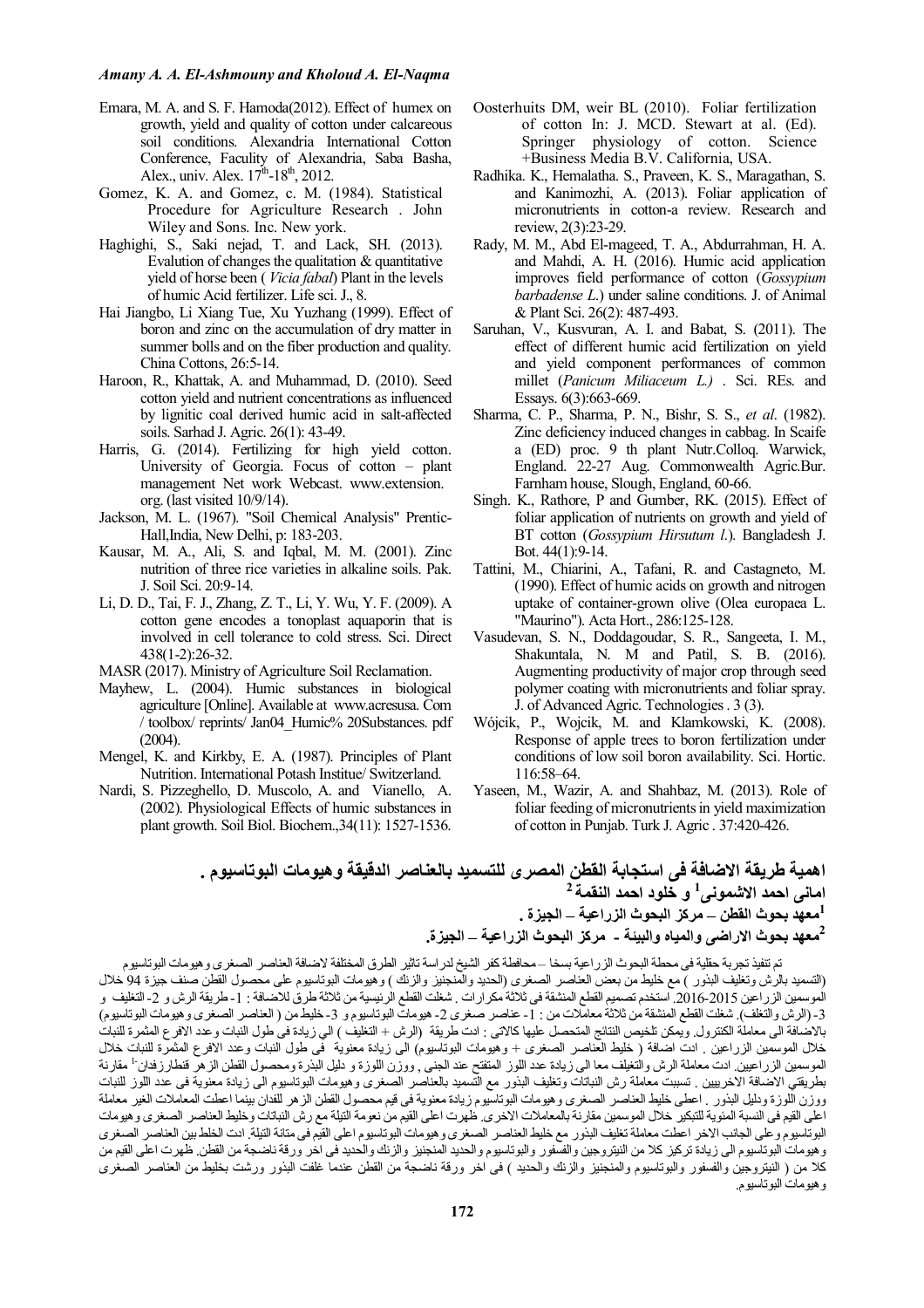Emara, M. A. and S. F. Hamoda(2012). Effect of humex on growth, yield and quality of cotton under calcareous soil conditions. Alexandria International Cotton Conference, Faculty of Alexandria, Saba Basha, Alex., univ. Alex. 17th-18th, 2012.

Gomez, K. A. and Gomez, c. M. (1984). Statistical Procedure for Agriculture Research . John Wiley and Sons. Inc. New york.

Haghighi, S., Saki nejad, T. and Lack, SH. (2013). Evalution of changes the qualitative & quantitative yield of horse been ( *Vicia fabal*) Plant in the levels of humic Acid fertilizer. Life sci. J., 8.

Hai Jiangbo, Li Xiang Tue, Xu Yuzhang (1999). Effect of boron and zinc on the accumulation of dry matter in summer bolls and on the fiber production and quality. China Cottons, 26:5-14.

Haroon, R., Khattak, A. and Muhammad, D. (2010). Seed cotton yield and nutrient concentrations as influenced by lignitic coal derived humic acid in salt-affected soils. Sarhad J. Agric. 26(1): 43-49.

Harris, G. (2014). Fertilizing for high yield cotton. University of Georgia. Focus of cotton – plant management Net work Webcast. www.extension. org. (last visited 10/9/14).

Jackson, M. L. (1967). "Soil Chemical Analysis" Prentic-Hall,India, New Delhi, p: 183-203.

Kausar, M. A., Ali, S. and Iqbal, M. M. (2001). Zinc nutrition of three rice varieties in alkaline soils. Pak. J. Soil Sci. 20:9-14.

Li, D. D., Tai, F. J., Zhang, Z. T., Li, Y. Wu, Y. F. (2009). A cotton gene encodes a tonoplast aquaporin that is involved in cell tolerance to cold stress. Sci. Direct 438(1-2):26-32.

MASR (2017). Ministry of Agriculture Soil Reclamation.

Mayhew, L. (2004). Humic substances in biological agriculture [Online]. Available at www.acresusa. Com / toolbox/ reprints/ Jan04_Humic% 20Substances. pdf (2004).

Mengel, K. and Kirkby, E. A. (1987). Principles of Plant Nutrition. International Potash Institue/ Switzerland.

Nardi, S. Pizzeghello, D. Muscolo, A. and Vianello, A. (2002). Physiological Effects of humic substances in plant growth. Soil Biol. Biochem.,34(11): 1527-1536.

Oosterhuits DM, weir BL (2010). Foliar fertilization of cotton In: J. MCD. Stewart at al. (Ed). Springer physiology of cotton. Science +Business Media B.V. California, USA.

Radhika. K., Hemalatha. S., Praveen, K. S., Maragathan, S. and Kanimozhi, A. (2013). Foliar application of micronutrients in cotton-a review. Research and review, 2(3):23-29.

Rady, M. M., Abd El-mageed, T. A., Abdurrahman, H. A. and Mahdi, A. H. (2016). Humic acid application improves field performance of cotton (*Gossypium barbadense L.*) under saline conditions. J. of Animal & Plant Sci. 26(2): 487-493.

Saruhan, V., Kusvuran, A. I. and Babat, S. (2011). The effect of different humic acid fertilization on yield and yield component performances of common millet (*Panicum Miliaceum L.)* . Sci. REs. and Essays. 6(3):663-669.

Sharma, C. P., Sharma, P. N., Bishr, S. S., *et al*. (1982). Zinc deficiency induced changes in cabbag. In Scaife a (ED) proc. 9 th plant Nutr.Colloq. Warwick, England. 22-27 Aug. Commonwealth Agric.Bur. Farnham house, Slough, England, 60-66.

Singh. K., Rathore, P and Gumber, RK. (2015). Effect of foliar application of nutrients on growth and yield of BT cotton (*Gossypium Hirsutum l.*). Bangladesh J. Bot. 44(1):9-14.

Tattini, M., Chiarini, A., Tafani, R. and Castagneto, M. (1990). Effect of humic acids on growth and nitrogen uptake of container-grown olive (Olea europaea L. "Maurino"). Acta Hort., 286:125-128.

Vasudevan, S. N., Doddagoudar, S. R., Sangeeta, I. M., Shakuntala, N. M and Patil, S. B. (2016). Augmenting productivity of major crop through seed polymer coating with micronutrients and foliar spray. J. of Advanced Agric. Technologies . 3 (3).

Wójcik, P., Wojcik, M. and Klamkowski, K. (2008). Response of apple trees to boron fertilization under conditions of low soil boron availability. Sci. Hortic. 116:58–64.

Yaseen, M., Wazir, A. and Shahbaz, M. (2013). Role of foliar feeding of micronutrients in yield maximization of cotton in Punjab. Turk J. Agric . 37:420-426.

## اهمية طريقة الاضافة فى استجابة القطن المصرى للتسميد بالعناصر الدقيقة وهيومات البوتاسيوم .

**امانى احمد الاشمونى[1] و خلود احمد النقمة[2]**

**[1]معهد بحوث القطن – مركز البحوث الزراعية – الجيزة .**

**[2]معهد بحوث الاراضى والمياه والبيئة - مركز البحوث الزراعية – الجيزة.**

تم تنفيذ تجربة حقلية فى محطة البحوث الزراعية بسخا – محافظة كفر الشيخ لدراسة تاثير الطرق المختلفة لاضافة العناصر الصغرى وهيومات البوتاسيوم (التسميد بالرش وتغليف البذور ) مع خليط من بعض العناصر الصغرى (الحديد والمنجنيز والزنك ) وهيومات البوتاسيوم على محصول القطن صنف جيزة 94 خلال الموسمين الزراعين 2015-2016. استخدم تصميم القطع المنشقة فى ثلاثة مكرارات . شغلت القطع الرئيسية من ثلاثة طرق للاضافة : 1- طريقة الرش و 2- التغليف و 3- (الرش والتغلف). شغلت القطع المنشقة من ثلاثة معاملات من : 1- عناصر صغرى 2- هيومات البوتاسيوم و 3- خليط من ( العناصر الصغرى وهيومات البوتاسيوم) بالاضافة الى معاملة الكنترول. ويمكن تلخيص النتائج المتحصل عليها كالاتى : ادت طريقة (الرش + التغليف ) الي زيادة فى طول النبات وعدد الافرع المثمرة للنبات خلال الموسمين الزراعين . ادت اضافة ( خليط العناصر الصغرى + وهيومات البوتاسيوم) الى زيادة معنوية في طول النبات وعدد الافرع المثمرة للنبات خلال الموسمين الزراعيين. ادت معاملة الرش والتغليف معا الى زيادة عدد اللوز المتفتح عند الجنى , ووزن اللوزة و دليل البذرة ومحصول القطن الزهر قنطارزفدان-1 مقارنة بطريقتي الاضافة الاخريين . تسببت معاملة رش النباتات وتغليف البذور مع التسميد بالعناصر الصغرى وهيومات البوتاسيوم الى زيادة معنوية فى عدد اللوز للنبات ووزن اللوزة ودليل البذور . اعطى خليط العناصر الصغرى وهيومات البوتاسيوم زيادة معنوية فى قيم محصول القطن الزهر للفدان بينما اعطت المعاملات الغير معاملة اعلى القيم فى النسبة المئوية للتبكير خلال الموسمين مقارنة بالمعاملات الاخرى. ظهرت اعلى القيم من نعومة التيلة مع رش النباتات وخليط العناصر الصغرى وهيومات البوتاسيوم وعلى الجانب الاخر اعطت معاملة تغليف البذور مع خليط العناصر الصغرى وهيومات البوتاسيوم اعلى القيم فى متانة التيلة. ادت الخلط بين العناصر الصغرى وهيومات البوتاسيوم الى زيادة تركيز كلا من النيتروجين والفسفور والبوتاسيوم والحديد المنجنيز والزنك والحديد فى اخر ورقة ناضجة من القطن. ظهرت اعلى القيم من كلا من ( النيتروجين والفسفور والبوتاسيوم والمنجنيز والزنك والحديد ) فى اخر ورقة ناضجة من القطن عندما غلفت البذور ورشت بخليط من العناصر الصغرى وهيومات البوتاسيوم.